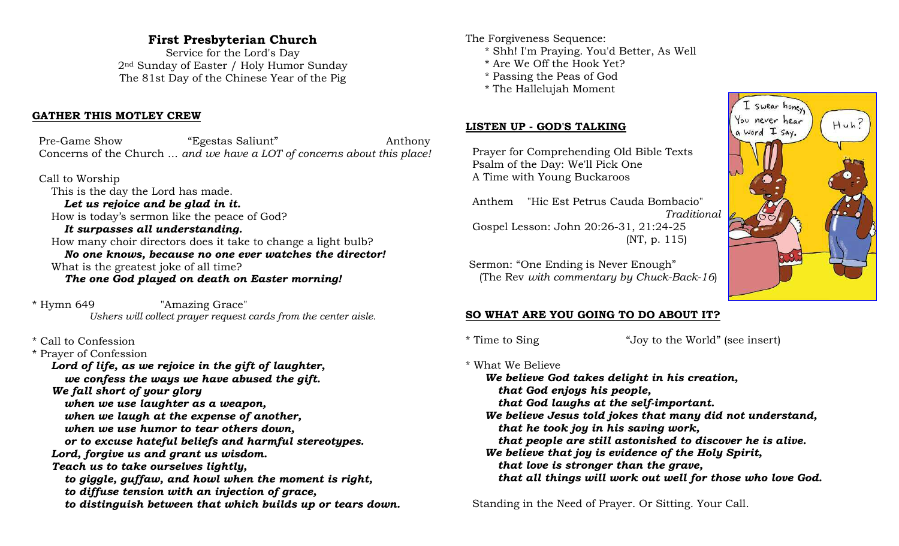# First Presbyterian Church

Service for the Lord's Day
2nd Sunday of Easter / Holy Humor Sunday
The 81st Day of the Chinese Year of the Pig

## GATHER THIS MOTLEY CREW

Pre-Game Show "Egestas Saliunt" Anthony

Concerns of the Church … *and we have a LOT of concerns about this place!*

Call to Worship

This is the day the Lord has made.

***Let us rejoice and be glad in it.***

How is today's sermon like the peace of God?

***It surpasses all understanding.***

How many choir directors does it take to change a light bulb?

***No one knows, because no one ever watches the director!***

What is the greatest joke of all time?

***The one God played on death on Easter morning!***

\* Hymn 649 "Amazing Grace"

*Ushers will collect prayer request cards from the center aisle.*

\* Call to Confession

\* Prayer of Confession

***Lord of life, as we rejoice in the gift of laughter,***
***we confess the ways we have abused the gift.***
***We fall short of your glory***
***when we use laughter as a weapon,***
***when we laugh at the expense of another,***
***when we use humor to tear others down,***
***or to excuse hateful beliefs and harmful stereotypes.***
***Lord, forgive us and grant us wisdom.***
***Teach us to take ourselves lightly,***
***to giggle, guffaw, and howl when the moment is right,***
***to diffuse tension with an injection of grace,***
***to distinguish between that which builds up or tears down.***

The Forgiveness Sequence:

\* Shh! I'm Praying. You'd Better, As Well
\* Are We Off the Hook Yet?
\* Passing the Peas of God
\* The Hallelujah Moment

## LISTEN UP - GOD'S TALKING

Prayer for Comprehending Old Bible Texts

Psalm of the Day: We'll Pick One

A Time with Young Buckaroos

Anthem "Hic Est Petrus Cauda Bombacio" *Traditional*

Gospel Lesson: John 20:26-31, 21:24-25 (NT, p. 115)

Sermon: "One Ending is Never Enough" (The Rev *with commentary by Chuck-Back-16*)

## SO WHAT ARE YOU GOING TO DO ABOUT IT?

\* Time to Sing "Joy to the World" (see insert)

\* What We Believe

***We believe God takes delight in his creation,***
***that God enjoys his people,***
***that God laughs at the self-important.***
***We believe Jesus told jokes that many did not understand,***
***that he took joy in his saving work,***
***that people are still astonished to discover he is alive.***
***We believe that joy is evidence of the Holy Spirit,***
***that love is stronger than the grave,***
***that all things will work out well for those who love God.***

Standing in the Need of Prayer. Or Sitting. Your Call.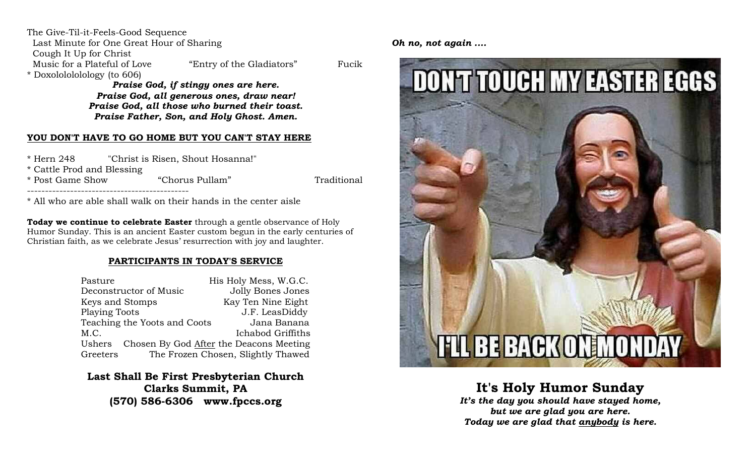The Give-Til-it-Feels-Good Sequence

Last Minute for One Great Hour of Sharing

Cough It Up for Christ

Music for a Plateful of Love — "Entry of the Gladiators" — Fucik

* Doxolololololology (to 606)

***Praise God, if stingy ones are here.***
***Praise God, all generous ones, draw near!***
***Praise God, all those who burned their toast.***
***Praise Father, Son, and Holy Ghost. Amen.***

**YOU DON'T HAVE TO GO HOME BUT YOU CAN'T STAY HERE**

* Hern 248 — "Christ is Risen, Shout Hosanna!"
* Cattle Prod and Blessing
* Post Game Show — "Chorus Pullam" — Traditional

---

* All who are able shall walk on their hands in the center aisle

**Today we continue to celebrate Easter** through a gentle observance of Holy Humor Sunday. This is an ancient Easter custom begun in the early centuries of Christian faith, as we celebrate Jesus' resurrection with joy and laughter.

**PARTICIPANTS IN TODAY'S SERVICE**

| | |
|---|---|
| Pasture | His Holy Mess, W.G.C. |
| Deconstructor of Music | Jolly Bones Jones |
| Keys and Stomps | Kay Ten Nine Eight |
| Playing Toots | J.F. LeasDiddy |
| Teaching the Yoots and Coots | Jana Banana |
| M.C. | Ichabod Griffiths |
| Ushers | Chosen By God After the Deacons Meeting |
| Greeters | The Frozen Chosen, Slightly Thawed |

**Last Shall Be First Presbyterian Church**
**Clarks Summit, PA**
**(570) 586-6306 www.fpccs.org**

***Oh no, not again ....***

DON'T TOUCH MY EASTER EGGS

I'LL BE BACK ON MONDAY

**It's Holy Humor Sunday**

***It's the day you should have stayed home,***
***but we are glad you are here.***
***Today we are glad that anybody is here.***